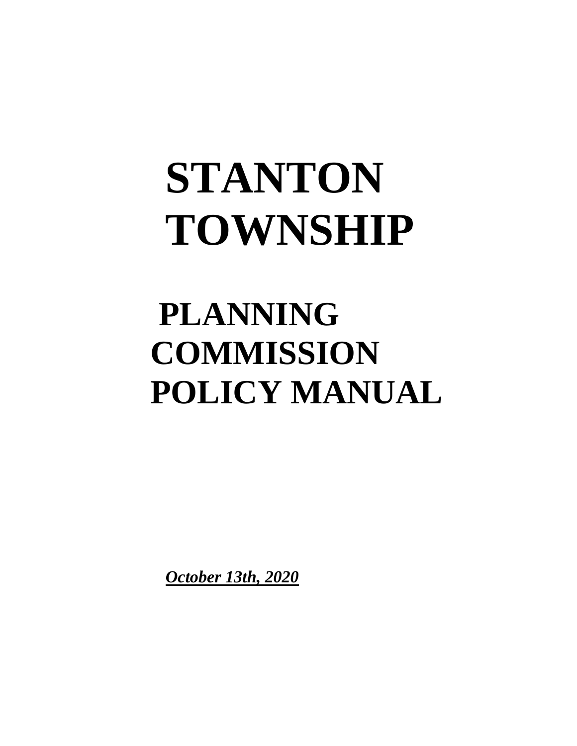# STANTON TOWNSHIP

## PLANNING COMMISSION POLICY MANUAL

***October 13th, 2020***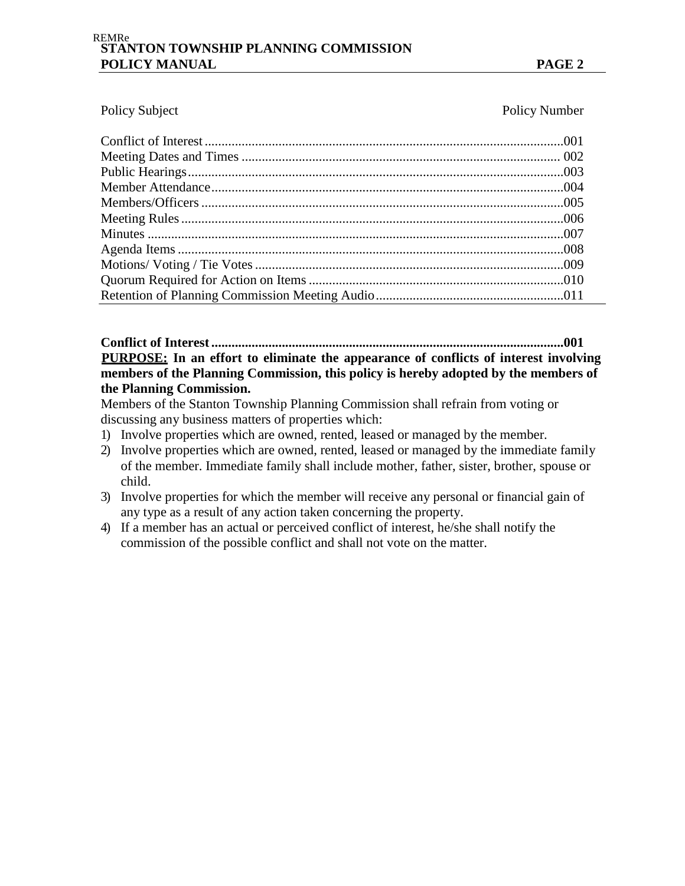| Policy Subject | Policy Number |
| --- | --- |
| Conflict of Interest | 001 |
| Meeting Dates and Times | 002 |
| Public Hearings | 003 |
| Member Attendance | 004 |
| Members/Officers | 005 |
| Meeting Rules | 006 |
| Minutes | 007 |
| Agenda Items | 008 |
| Motions/ Voting / Tie Votes | 009 |
| Quorum Required for Action on Items | 010 |
| Retention of Planning Commission Meeting Audio | 011 |

## Conflict of Interest ....................................................................................................001

**PURPOSE: In an effort to eliminate the appearance of conflicts of interest involving members of the Planning Commission, this policy is hereby adopted by the members of the Planning Commission.**

Members of the Stanton Township Planning Commission shall refrain from voting or discussing any business matters of properties which:

1) Involve properties which are owned, rented, leased or managed by the member.
2) Involve properties which are owned, rented, leased or managed by the immediate family of the member. Immediate family shall include mother, father, sister, brother, spouse or child.
3) Involve properties for which the member will receive any personal or financial gain of any type as a result of any action taken concerning the property.
4) If a member has an actual or perceived conflict of interest, he/she shall notify the commission of the possible conflict and shall not vote on the matter.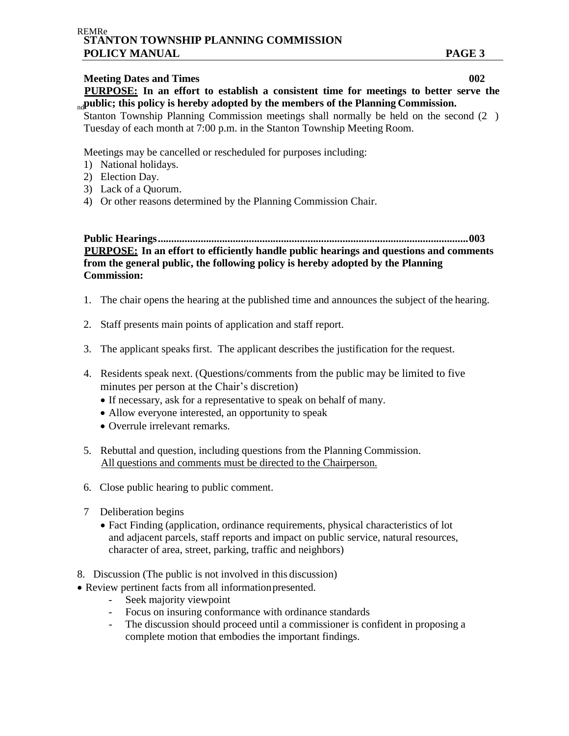**Meeting Dates and Times 002**

**PURPOSE: In an effort to establish a consistent time for meetings to better serve the public; this policy is hereby adopted by the members of the Planning Commission.**

Stanton Township Planning Commission meetings shall normally be held on the second (2nd) Tuesday of each month at 7:00 p.m. in the Stanton Township Meeting Room.

Meetings may be cancelled or rescheduled for purposes including:

1) National holidays.
2) Election Day.
3) Lack of a Quorum.
4) Or other reasons determined by the Planning Commission Chair.

**Public Hearings....................................................................................................................003**

**PURPOSE: In an effort to efficiently handle public hearings and questions and comments from the general public, the following policy is hereby adopted by the Planning Commission:**

1. The chair opens the hearing at the published time and announces the subject of the hearing.
2. Staff presents main points of application and staff report.
3. The applicant speaks first. The applicant describes the justification for the request.
4. Residents speak next. (Questions/comments from the public may be limited to five minutes per person at the Chair's discretion)
   - If necessary, ask for a representative to speak on behalf of many.
   - Allow everyone interested, an opportunity to speak
   - Overrule irrelevant remarks.
5. Rebuttal and question, including questions from the Planning Commission. <u>All questions and comments must be directed to the Chairperson.</u>
6. Close public hearing to public comment.
7. Deliberation begins
   - Fact Finding (application, ordinance requirements, physical characteristics of lot and adjacent parcels, staff reports and impact on public service, natural resources, character of area, street, parking, traffic and neighbors)
8. Discussion (The public is not involved in this discussion)

- Review pertinent facts from all information presented.
  - Seek majority viewpoint
  - Focus on insuring conformance with ordinance standards
  - The discussion should proceed until a commissioner is confident in proposing a complete motion that embodies the important findings.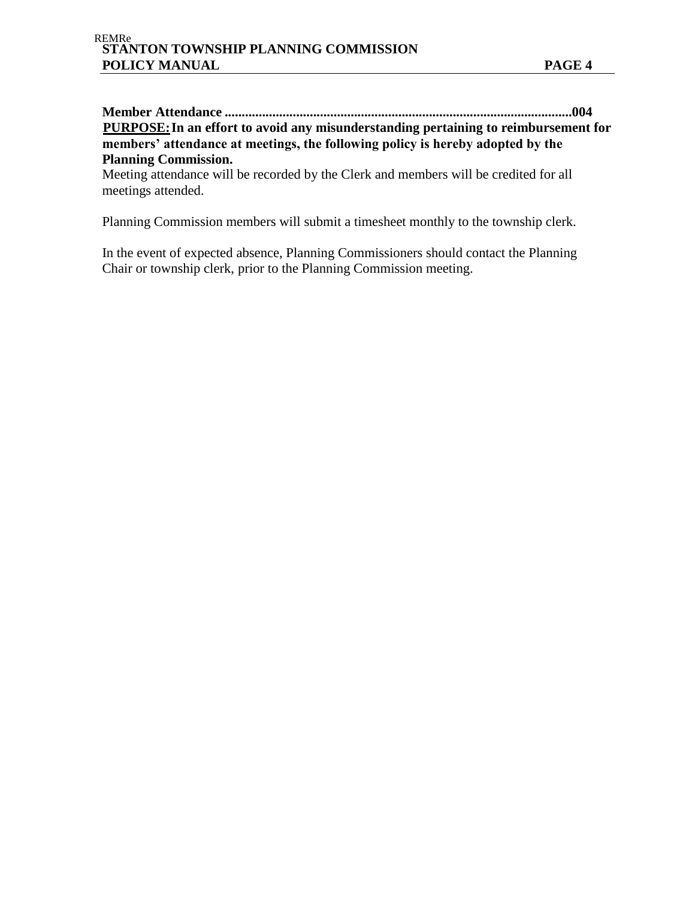**Member Attendance .....................................................................................................004**

**<u>PURPOSE:</u> In an effort to avoid any misunderstanding pertaining to reimbursement for members' attendance at meetings, the following policy is hereby adopted by the Planning Commission.**

Meeting attendance will be recorded by the Clerk and members will be credited for all meetings attended.

Planning Commission members will submit a timesheet monthly to the township clerk.

In the event of expected absence, Planning Commissioners should contact the Planning Chair or township clerk, prior to the Planning Commission meeting.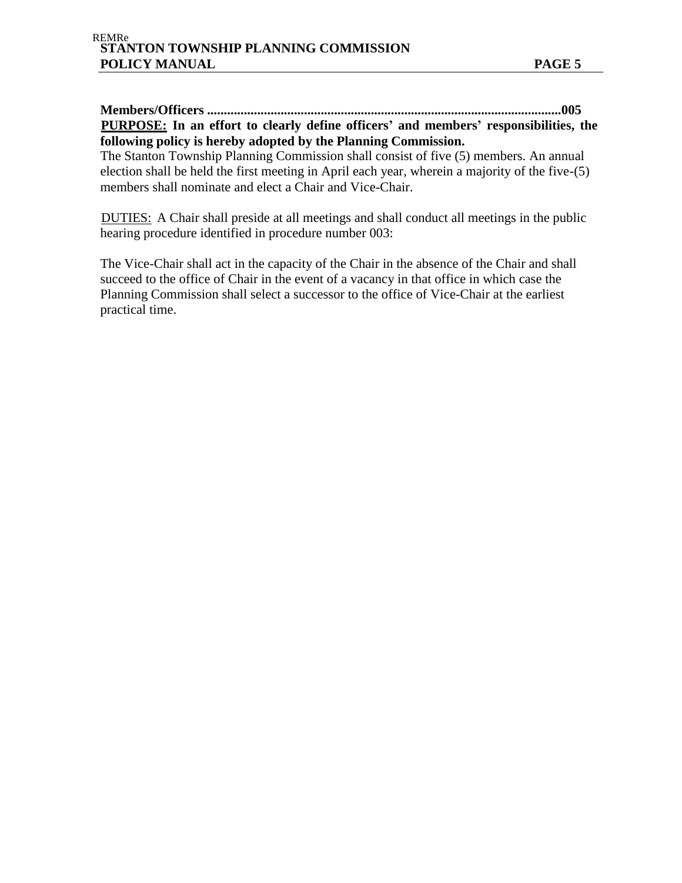**Members/Officers ..........................................................................................................005**

**<u>PURPOSE:</u> In an effort to clearly define officers' and members' responsibilities, the following policy is hereby adopted by the Planning Commission.**

The Stanton Township Planning Commission shall consist of five (5) members. An annual election shall be held the first meeting in April each year, wherein a majority of the five-(5) members shall nominate and elect a Chair and Vice-Chair.

<u>DUTIES:</u> A Chair shall preside at all meetings and shall conduct all meetings in the public hearing procedure identified in procedure number 003:

The Vice-Chair shall act in the capacity of the Chair in the absence of the Chair and shall succeed to the office of Chair in the event of a vacancy in that office in which case the Planning Commission shall select a successor to the office of Vice-Chair at the earliest practical time.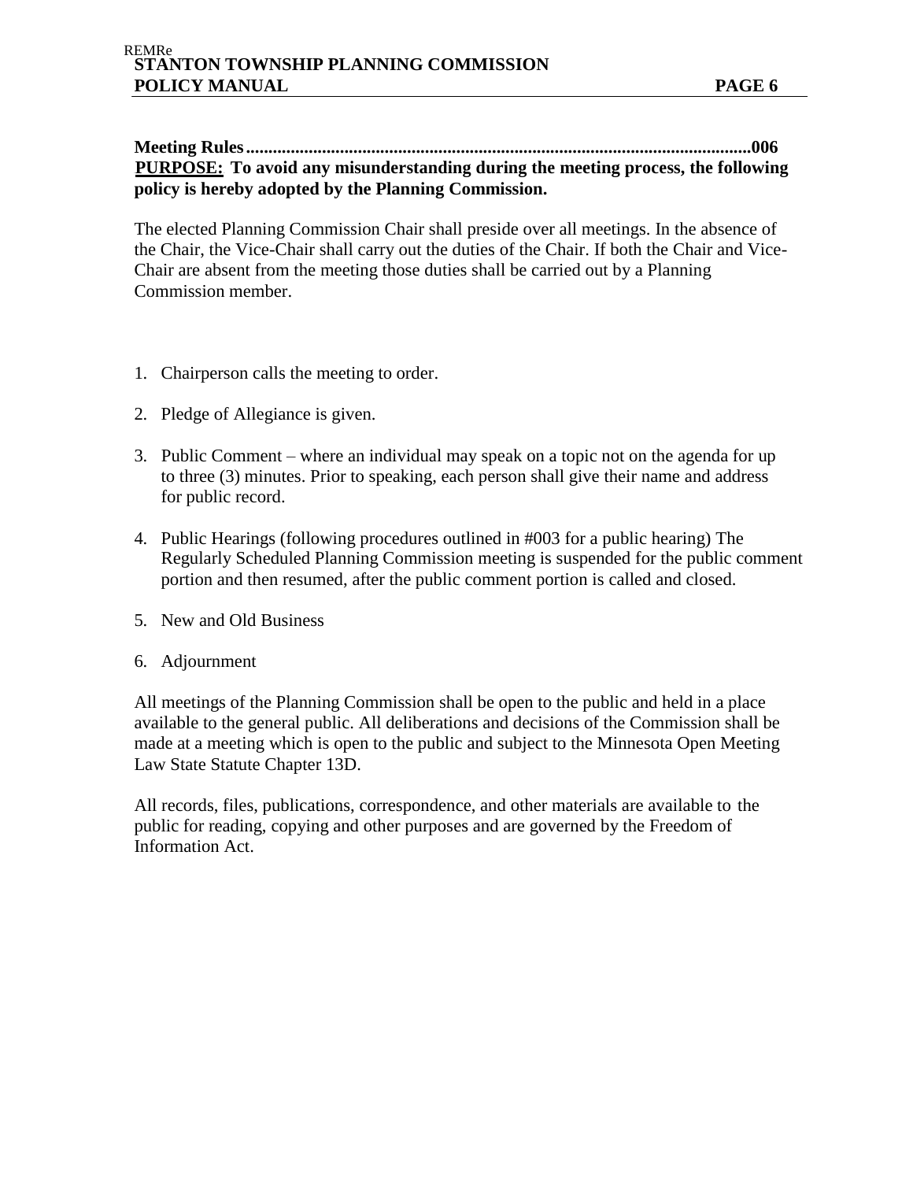**Meeting Rules...............................................................................................................006**

**PURPOSE: To avoid any misunderstanding during the meeting process, the following policy is hereby adopted by the Planning Commission.**

The elected Planning Commission Chair shall preside over all meetings. In the absence of the Chair, the Vice-Chair shall carry out the duties of the Chair. If both the Chair and Vice-Chair are absent from the meeting those duties shall be carried out by a Planning Commission member.

1. Chairperson calls the meeting to order.
2. Pledge of Allegiance is given.
3. Public Comment – where an individual may speak on a topic not on the agenda for up to three (3) minutes. Prior to speaking, each person shall give their name and address for public record.
4. Public Hearings (following procedures outlined in #003 for a public hearing) The Regularly Scheduled Planning Commission meeting is suspended for the public comment portion and then resumed, after the public comment portion is called and closed.
5. New and Old Business
6. Adjournment

All meetings of the Planning Commission shall be open to the public and held in a place available to the general public. All deliberations and decisions of the Commission shall be made at a meeting which is open to the public and subject to the Minnesota Open Meeting Law State Statute Chapter 13D.

All records, files, publications, correspondence, and other materials are available to the public for reading, copying and other purposes and are governed by the Freedom of Information Act.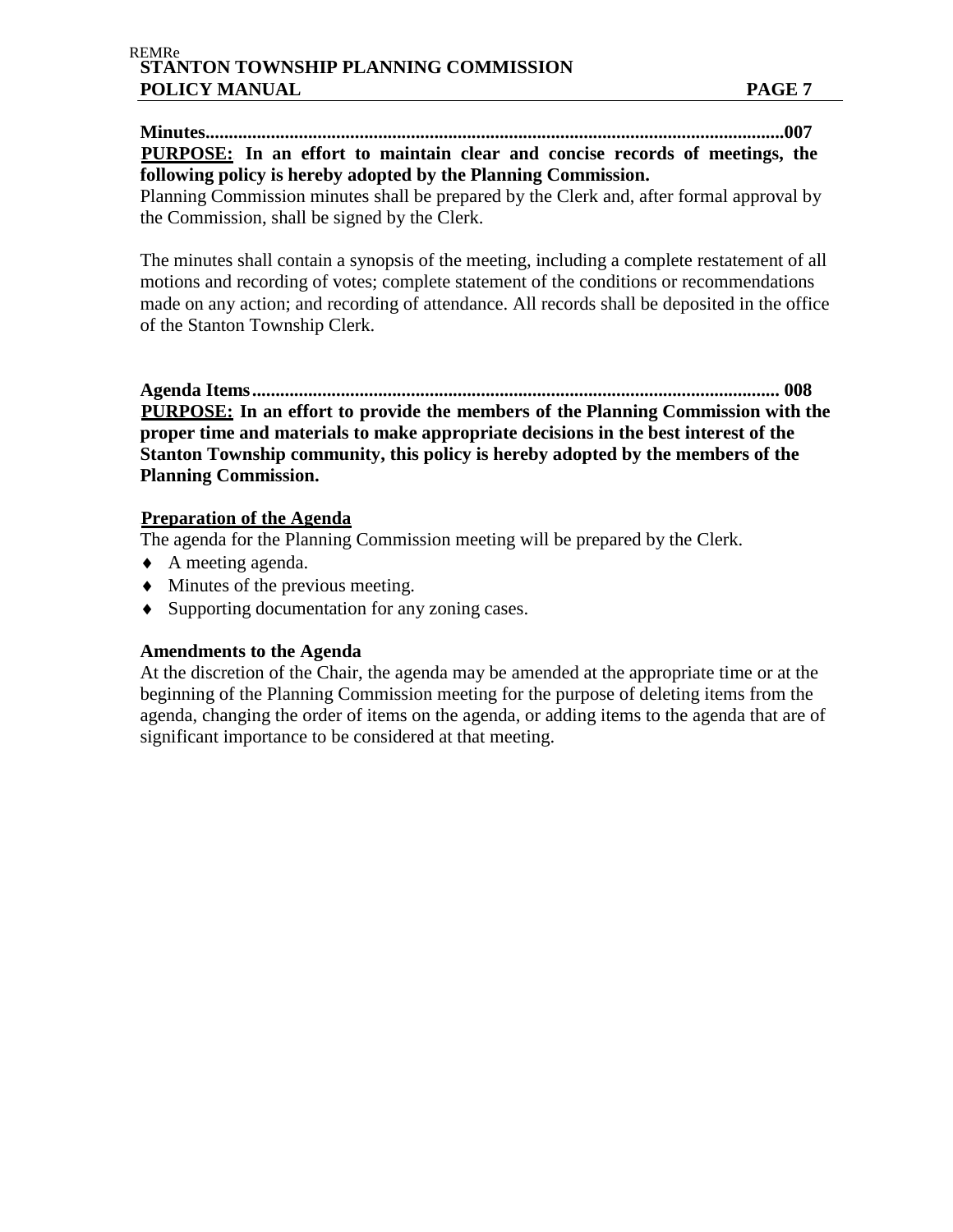**Minutes..........................................................................................................................007**

**PURPOSE: In an effort to maintain clear and concise records of meetings, the following policy is hereby adopted by the Planning Commission.**

Planning Commission minutes shall be prepared by the Clerk and, after formal approval by the Commission, shall be signed by the Clerk.

The minutes shall contain a synopsis of the meeting, including a complete restatement of all motions and recording of votes; complete statement of the conditions or recommendations made on any action; and recording of attendance. All records shall be deposited in the office of the Stanton Township Clerk.

**Agenda Items.............................................................................................................. 008**

**PURPOSE: In an effort to provide the members of the Planning Commission with the proper time and materials to make appropriate decisions in the best interest of the Stanton Township community, this policy is hereby adopted by the members of the Planning Commission.**

**Preparation of the Agenda**

The agenda for the Planning Commission meeting will be prepared by the Clerk.

- A meeting agenda.
- Minutes of the previous meeting.
- Supporting documentation for any zoning cases.

**Amendments to the Agenda**

At the discretion of the Chair, the agenda may be amended at the appropriate time or at the beginning of the Planning Commission meeting for the purpose of deleting items from the agenda, changing the order of items on the agenda, or adding items to the agenda that are of significant importance to be considered at that meeting.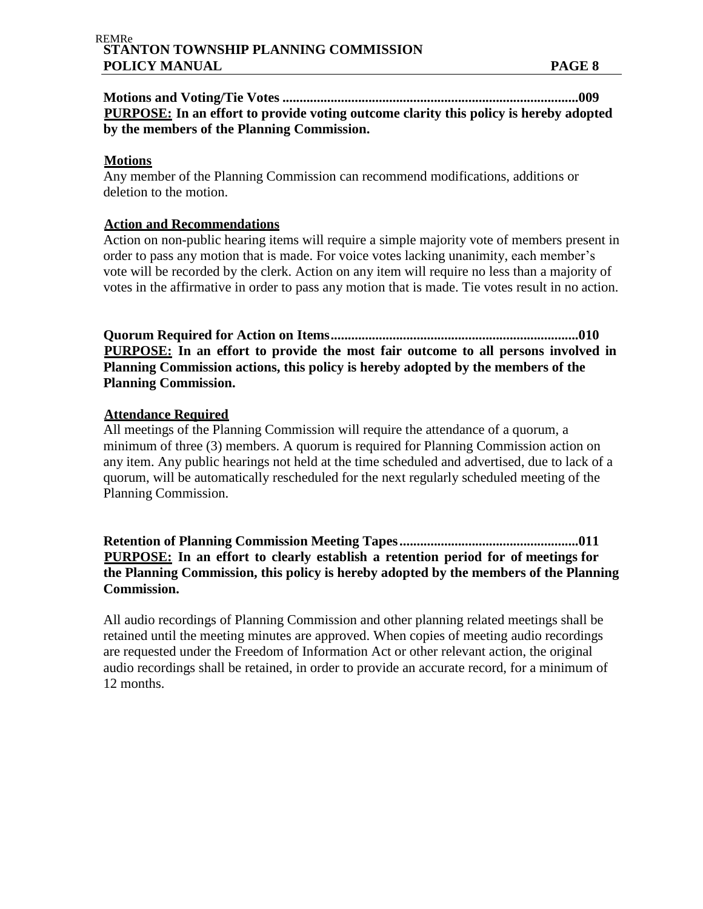**Motions and Voting/Tie Votes ......................................................................................009**

**PURPOSE: In an effort to provide voting outcome clarity this policy is hereby adopted by the members of the Planning Commission.**

**Motions**

Any member of the Planning Commission can recommend modifications, additions or deletion to the motion.

**Action and Recommendations**

Action on non-public hearing items will require a simple majority vote of members present in order to pass any motion that is made. For voice votes lacking unanimity, each member's vote will be recorded by the clerk. Action on any item will require no less than a majority of votes in the affirmative in order to pass any motion that is made. Tie votes result in no action.

**Quorum Required for Action on Items........................................................................010**

**PURPOSE: In an effort to provide the most fair outcome to all persons involved in Planning Commission actions, this policy is hereby adopted by the members of the Planning Commission.**

**Attendance Required**

All meetings of the Planning Commission will require the attendance of a quorum, a minimum of three (3) members. A quorum is required for Planning Commission action on any item. Any public hearings not held at the time scheduled and advertised, due to lack of a quorum, will be automatically rescheduled for the next regularly scheduled meeting of the Planning Commission.

**Retention of Planning Commission Meeting Tapes...................................................011**

**PURPOSE: In an effort to clearly establish a retention period for of meetings for the Planning Commission, this policy is hereby adopted by the members of the Planning Commission.**

All audio recordings of Planning Commission and other planning related meetings shall be retained until the meeting minutes are approved. When copies of meeting audio recordings are requested under the Freedom of Information Act or other relevant action, the original audio recordings shall be retained, in order to provide an accurate record, for a minimum of 12 months.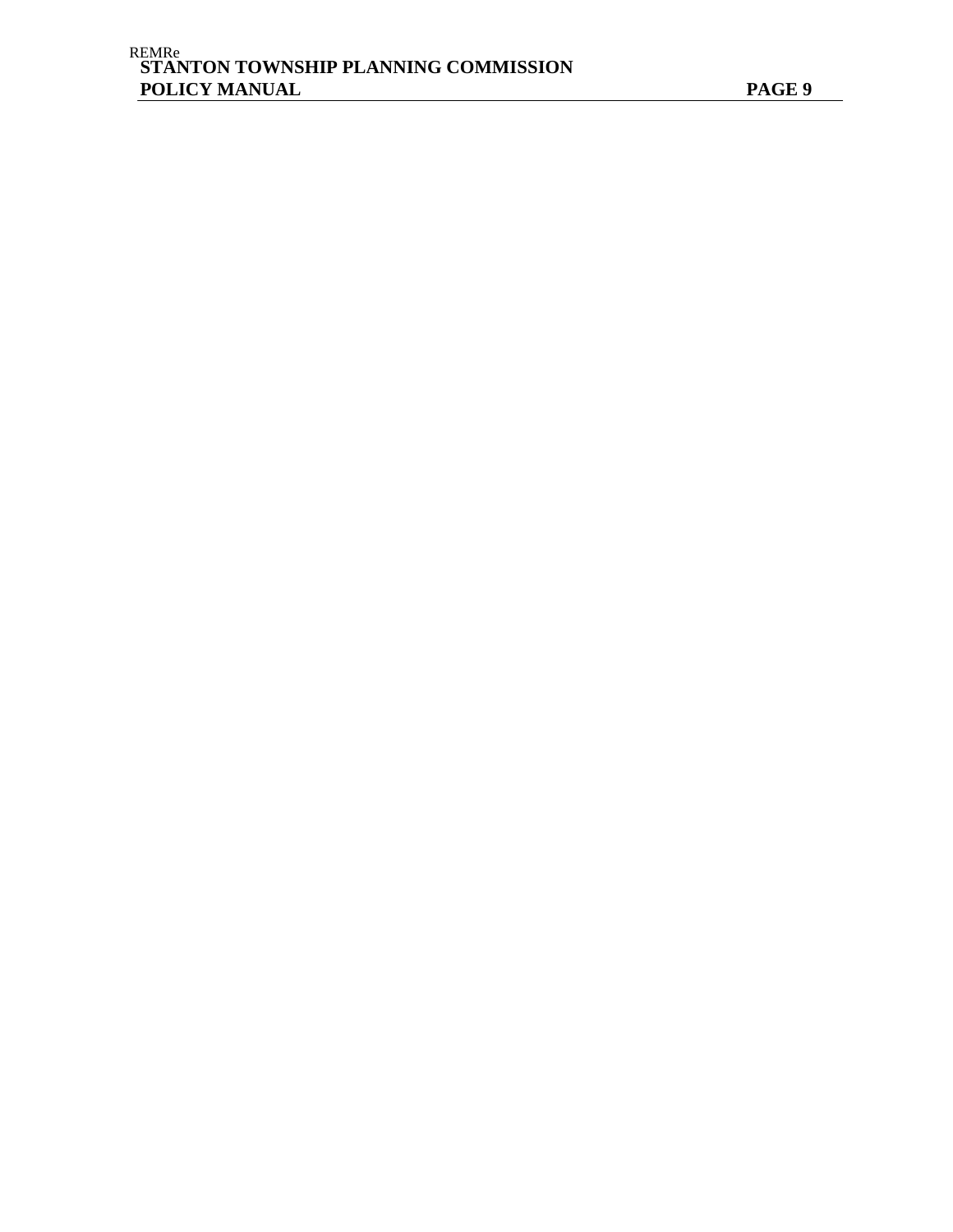REMRe